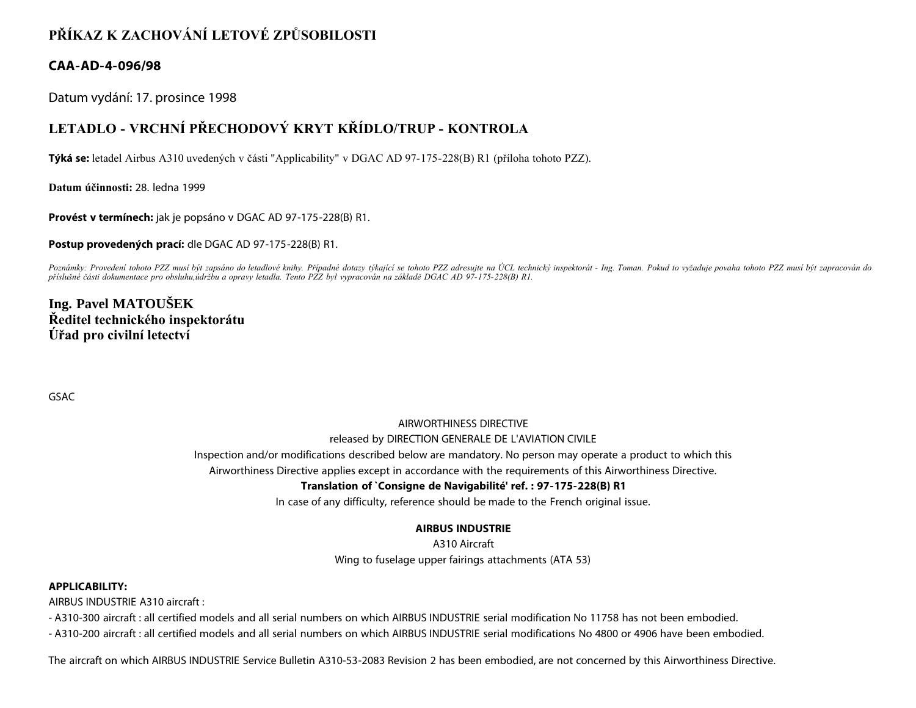# PŘÍKAZ K ZACHOVÁNÍ LETOVÉ ZPŮSOBILOSTI

## CAA-AD-4-096/98

Datum vydání: 17. prosince 1998

## LETADLO - VRCHNÍ PŘECHODOVÝ KRYT KŘÍDLO/TRUP - KONTROLA

**Týká se:** letadel Airbus A310 uvedených v části "Applicability" v DGAC AD 97-175-228(B) R1 (příloha tohoto PZZ).

**Datum účinnosti:** 28. ledna 1999

**Provést v termínech:** jak je popsáno v DGAC AD 97-175-228(B) R1.

**Postup provedených prací:** dle DGAC AD 97-175-228(B) R1.

*Poznámky: Provedení tohoto PZZ musí být zapsáno do letadlové knihy. Případné dotazy týkající se tohoto PZZ adresujte na ÚCL technický inspektorát - Ing. Toman. Pokud to vyžaduje povaha tohoto PZZ musí být zapracován do příslušné části dokumentace pro obsluhu,údržbu a opravy letadla. Tento PZZ byl vypracován na základě DGAC AD 97-175-228(B) R1.*

**Ing. Pavel MATOUŠEK**
**Ředitel technického inspektorátu**
**Úřad pro civilní letectví**

GSAC

AIRWORTHINESS DIRECTIVE

released by DIRECTION GENERALE DE L'AVIATION CIVILE

Inspection and/or modifications described below are mandatory. No person may operate a product to which this Airworthiness Directive applies except in accordance with the requirements of this Airworthiness Directive.

**Translation of `Consigne de Navigabilité' ref. : 97-175-228(B) R1**

In case of any difficulty, reference should be made to the French original issue.

**AIRBUS INDUSTRIE**

A310 Aircraft

Wing to fuselage upper fairings attachments (ATA 53)

**APPLICABILITY:**

AIRBUS INDUSTRIE A310 aircraft :

- A310-300 aircraft : all certified models and all serial numbers on which AIRBUS INDUSTRIE serial modification No 11758 has not been embodied.
- A310-200 aircraft : all certified models and all serial numbers on which AIRBUS INDUSTRIE serial modifications No 4800 or 4906 have been embodied.

The aircraft on which AIRBUS INDUSTRIE Service Bulletin A310-53-2083 Revision 2 has been embodied, are not concerned by this Airworthiness Directive.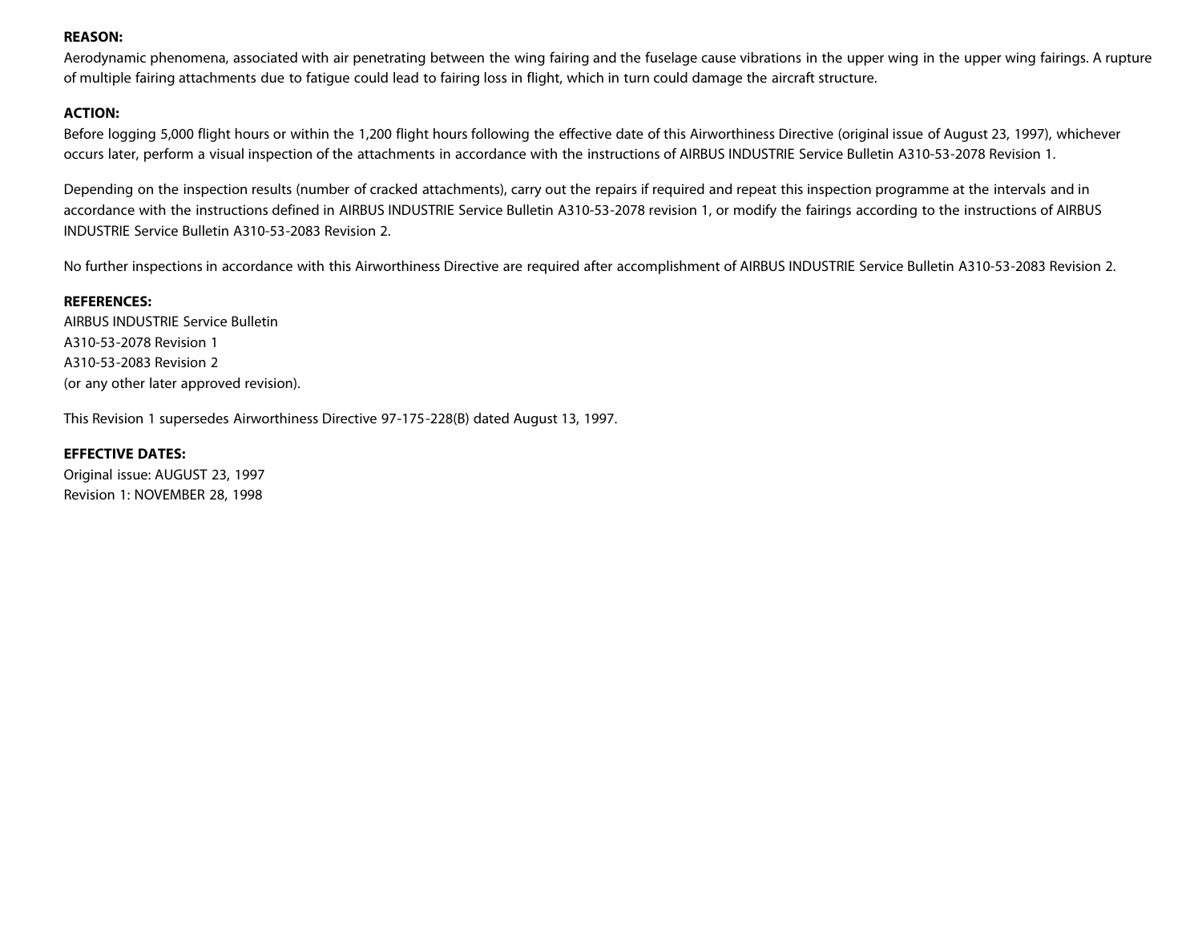**REASON:**
Aerodynamic phenomena, associated with air penetrating between the wing fairing and the fuselage cause vibrations in the upper wing in the upper wing fairings. A rupture of multiple fairing attachments due to fatigue could lead to fairing loss in flight, which in turn could damage the aircraft structure.

**ACTION:**
Before logging 5,000 flight hours or within the 1,200 flight hours following the effective date of this Airworthiness Directive (original issue of August 23, 1997), whichever occurs later, perform a visual inspection of the attachments in accordance with the instructions of AIRBUS INDUSTRIE Service Bulletin A310-53-2078 Revision 1.

Depending on the inspection results (number of cracked attachments), carry out the repairs if required and repeat this inspection programme at the intervals and in accordance with the instructions defined in AIRBUS INDUSTRIE Service Bulletin A310-53-2078 revision 1, or modify the fairings according to the instructions of AIRBUS INDUSTRIE Service Bulletin A310-53-2083 Revision 2.

No further inspections in accordance with this Airworthiness Directive are required after accomplishment of AIRBUS INDUSTRIE Service Bulletin A310-53-2083 Revision 2.

**REFERENCES:**
AIRBUS INDUSTRIE Service Bulletin
A310-53-2078 Revision 1
A310-53-2083 Revision 2
(or any other later approved revision).

This Revision 1 supersedes Airworthiness Directive 97-175-228(B) dated August 13, 1997.

**EFFECTIVE DATES:**
Original issue: AUGUST 23, 1997
Revision 1: NOVEMBER 28, 1998